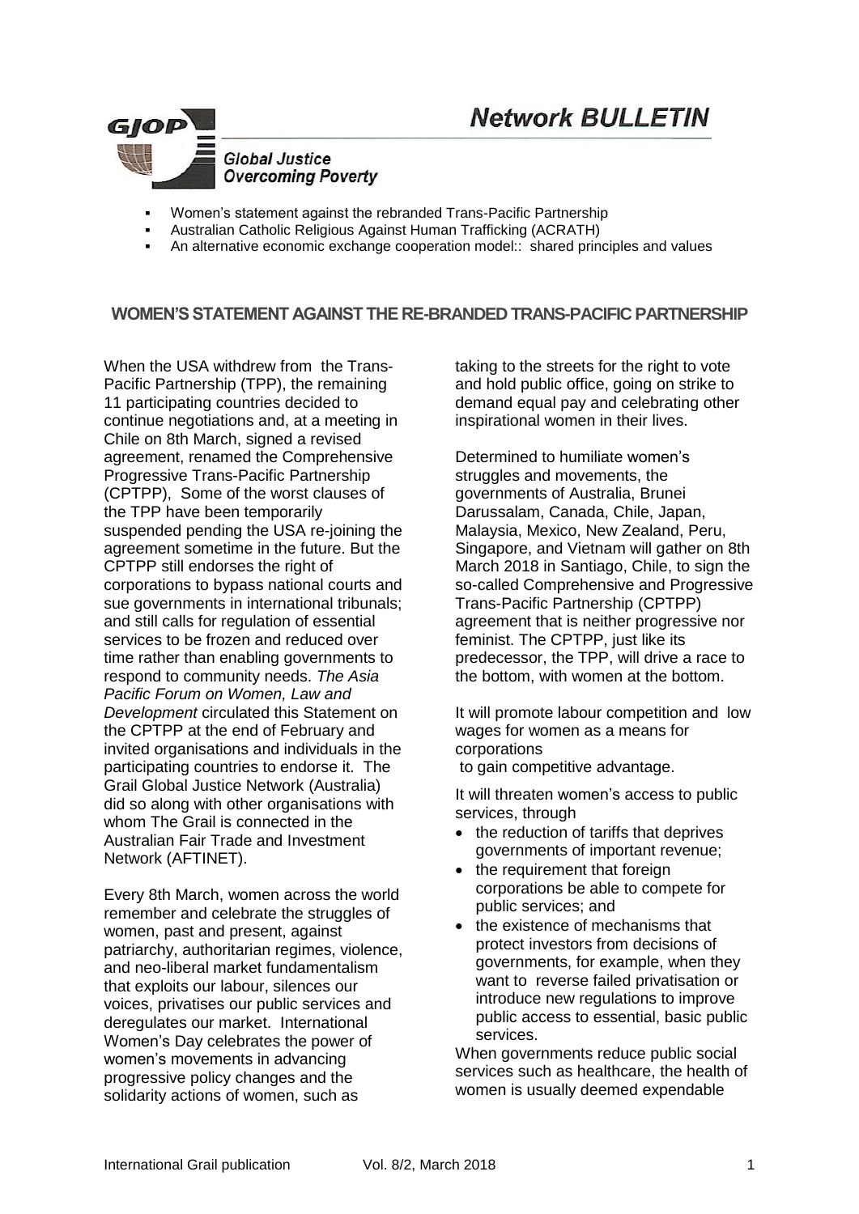# Network BULLETIN

GJOP

*Global Justice Overcoming Poverty*

- Women's statement against the rebranded Trans-Pacific Partnership
- Australian Catholic Religious Against Human Trafficking (ACRATH)
- An alternative economic exchange cooperation model:: shared principles and values

## WOMEN'S STATEMENT AGAINST THE RE-BRANDED TRANS-PACIFIC PARTNERSHIP

When the USA withdrew from the Trans-Pacific Partnership (TPP), the remaining 11 participating countries decided to continue negotiations and, at a meeting in Chile on 8th March, signed a revised agreement, renamed the Comprehensive Progressive Trans-Pacific Partnership (CPTPP), Some of the worst clauses of the TPP have been temporarily suspended pending the USA re-joining the agreement sometime in the future. But the CPTPP still endorses the right of corporations to bypass national courts and sue governments in international tribunals; and still calls for regulation of essential services to be frozen and reduced over time rather than enabling governments to respond to community needs. *The Asia Pacific Forum on Women, Law and Development* circulated this Statement on the CPTPP at the end of February and invited organisations and individuals in the participating countries to endorse it. The Grail Global Justice Network (Australia) did so along with other organisations with whom The Grail is connected in the Australian Fair Trade and Investment Network (AFTINET).

Every 8th March, women across the world remember and celebrate the struggles of women, past and present, against patriarchy, authoritarian regimes, violence, and neo-liberal market fundamentalism that exploits our labour, silences our voices, privatises our public services and deregulates our market. International Women's Day celebrates the power of women's movements in advancing progressive policy changes and the solidarity actions of women, such as taking to the streets for the right to vote and hold public office, going on strike to demand equal pay and celebrating other inspirational women in their lives.

Determined to humiliate women's struggles and movements, the governments of Australia, Brunei Darussalam, Canada, Chile, Japan, Malaysia, Mexico, New Zealand, Peru, Singapore, and Vietnam will gather on 8th March 2018 in Santiago, Chile, to sign the so-called Comprehensive and Progressive Trans-Pacific Partnership (CPTPP) agreement that is neither progressive nor feminist. The CPTPP, just like its predecessor, the TPP, will drive a race to the bottom, with women at the bottom.

It will promote labour competition and low wages for women as a means for corporations to gain competitive advantage.

It will threaten women's access to public services, through

- the reduction of tariffs that deprives governments of important revenue;
- the requirement that foreign corporations be able to compete for public services; and
- the existence of mechanisms that protect investors from decisions of governments, for example, when they want to reverse failed privatisation or introduce new regulations to improve public access to essential, basic public services.

When governments reduce public social services such as healthcare, the health of women is usually deemed expendable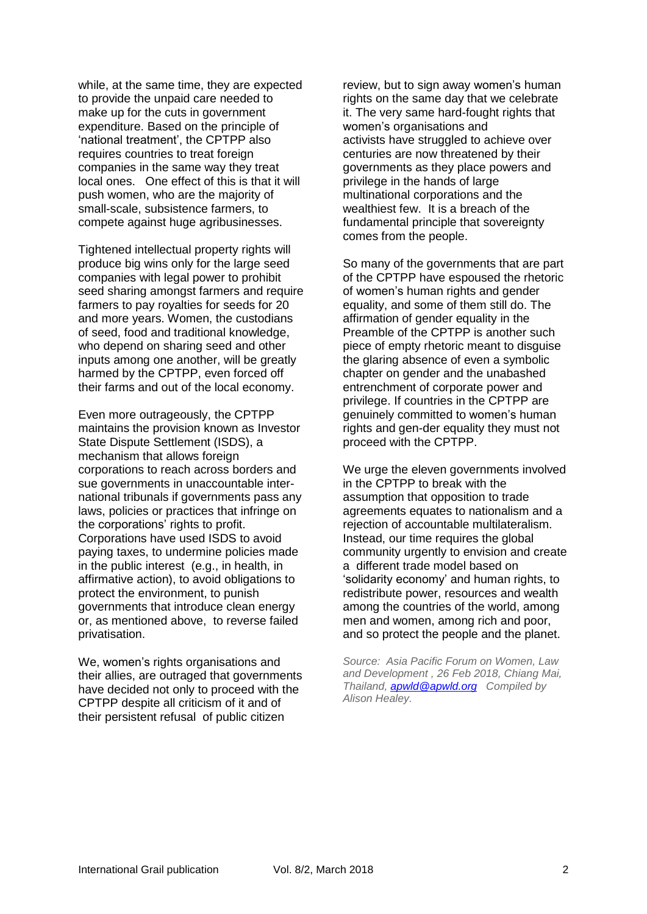while, at the same time, they are expected to provide the unpaid care needed to make up for the cuts in government expenditure. Based on the principle of 'national treatment', the CPTPP also requires countries to treat foreign companies in the same way they treat local ones. One effect of this is that it will push women, who are the majority of small-scale, subsistence farmers, to compete against huge agribusinesses.

Tightened intellectual property rights will produce big wins only for the large seed companies with legal power to prohibit seed sharing amongst farmers and require farmers to pay royalties for seeds for 20 and more years. Women, the custodians of seed, food and traditional knowledge, who depend on sharing seed and other inputs among one another, will be greatly harmed by the CPTPP, even forced off their farms and out of the local economy.

Even more outrageously, the CPTPP maintains the provision known as Investor State Dispute Settlement (ISDS), a mechanism that allows foreign corporations to reach across borders and sue governments in unaccountable international tribunals if governments pass any laws, policies or practices that infringe on the corporations' rights to profit. Corporations have used ISDS to avoid paying taxes, to undermine policies made in the public interest (e.g., in health, in affirmative action), to avoid obligations to protect the environment, to punish governments that introduce clean energy or, as mentioned above, to reverse failed privatisation.

We, women's rights organisations and their allies, are outraged that governments have decided not only to proceed with the CPTPP despite all criticism of it and of their persistent refusal of public citizen review, but to sign away women's human rights on the same day that we celebrate it. The very same hard-fought rights that women's organisations and activists have struggled to achieve over centuries are now threatened by their governments as they place powers and privilege in the hands of large multinational corporations and the wealthiest few. It is a breach of the fundamental principle that sovereignty comes from the people.

So many of the governments that are part of the CPTPP have espoused the rhetoric of women's human rights and gender equality, and some of them still do. The affirmation of gender equality in the Preamble of the CPTPP is another such piece of empty rhetoric meant to disguise the glaring absence of even a symbolic chapter on gender and the unabashed entrenchment of corporate power and privilege. If countries in the CPTPP are genuinely committed to women's human rights and gender equality they must not proceed with the CPTPP.

We urge the eleven governments involved in the CPTPP to break with the assumption that opposition to trade agreements equates to nationalism and a rejection of accountable multilateralism. Instead, our time requires the global community urgently to envision and create a different trade model based on 'solidarity economy' and human rights, to redistribute power, resources and wealth among the countries of the world, among men and women, among rich and poor, and so protect the people and the planet.

*Source: Asia Pacific Forum on Women, Law and Development , 26 Feb 2018, Chiang Mai, Thailand, [apwld@apwld.org](mailto:apwld@apwld.org) Compiled by Alison Healey.*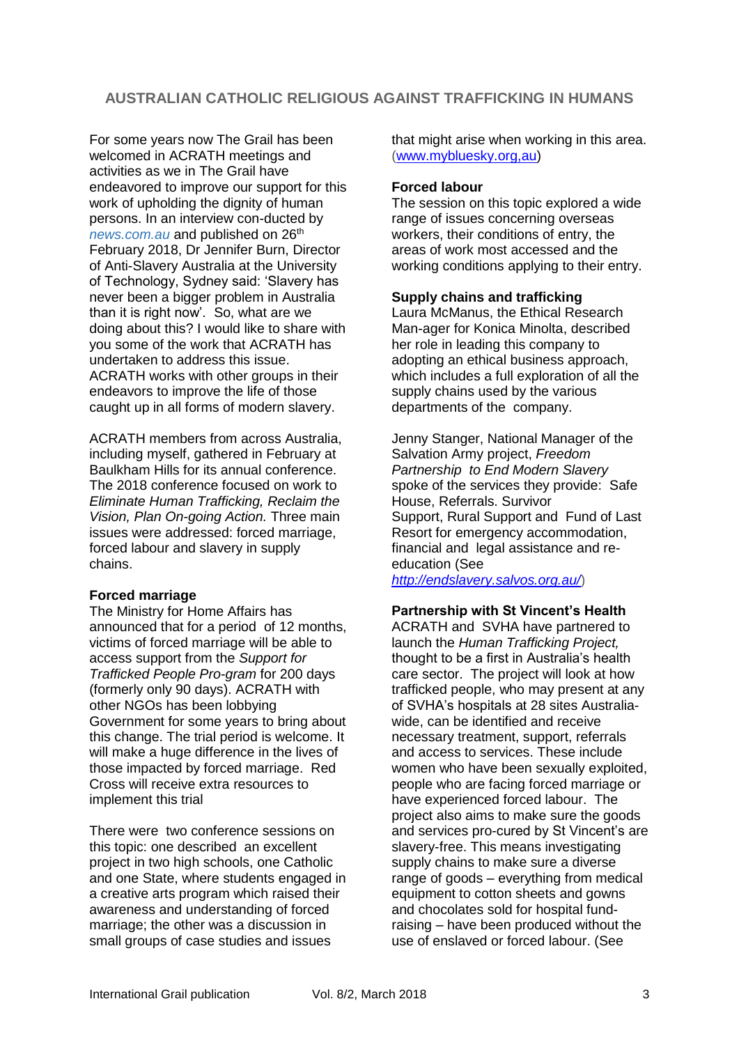## AUSTRALIAN CATHOLIC RELIGIOUS AGAINST TRAFFICKING IN HUMANS

For some years now The Grail has been welcomed in ACRATH meetings and activities as we in The Grail have endeavored to improve our support for this work of upholding the dignity of human persons. In an interview con-ducted by *news.com.au* and published on 26th February 2018, Dr Jennifer Burn, Director of Anti-Slavery Australia at the University of Technology, Sydney said: 'Slavery has never been a bigger problem in Australia than it is right now'. So, what are we doing about this? I would like to share with you some of the work that ACRATH has undertaken to address this issue. ACRATH works with other groups in their endeavors to improve the life of those caught up in all forms of modern slavery.

ACRATH members from across Australia, including myself, gathered in February at Baulkham Hills for its annual conference. The 2018 conference focused on work to *Eliminate Human Trafficking, Reclaim the Vision, Plan On-going Action.* Three main issues were addressed: forced marriage, forced labour and slavery in supply chains.

**Forced marriage**
The Ministry for Home Affairs has announced that for a period of 12 months, victims of forced marriage will be able to access support from the *Support for Trafficked People Pro-gram* for 200 days (formerly only 90 days). ACRATH with other NGOs has been lobbying Government for some years to bring about this change. The trial period is welcome. It will make a huge difference in the lives of those impacted by forced marriage. Red Cross will receive extra resources to implement this trial

There were two conference sessions on this topic: one described an excellent project in two high schools, one Catholic and one State, where students engaged in a creative arts program which raised their awareness and understanding of forced marriage; the other was a discussion in small groups of case studies and issues that might arise when working in this area. (www.mybluesky.org,au)

**Forced labour**
The session on this topic explored a wide range of issues concerning overseas workers, their conditions of entry, the areas of work most accessed and the working conditions applying to their entry.

**Supply chains and trafficking**
Laura McManus, the Ethical Research Man-ager for Konica Minolta, described her role in leading this company to adopting an ethical business approach, which includes a full exploration of all the supply chains used by the various departments of the company.

Jenny Stanger, National Manager of the Salvation Army project, *Freedom Partnership to End Modern Slavery* spoke of the services they provide: Safe House, Referrals. Survivor Support, Rural Support and Fund of Last Resort for emergency accommodation, financial and legal assistance and re-education (See *http://endslavery.salvos.org.au/*)

**Partnership with St Vincent's Health**
ACRATH and SVHA have partnered to launch the *Human Trafficking Project,* thought to be a first in Australia's health care sector. The project will look at how trafficked people, who may present at any of SVHA's hospitals at 28 sites Australia-wide, can be identified and receive necessary treatment, support, referrals and access to services. These include women who have been sexually exploited, people who are facing forced marriage or have experienced forced labour. The project also aims to make sure the goods and services pro-cured by St Vincent's are slavery-free. This means investigating supply chains to make sure a diverse range of goods – everything from medical equipment to cotton sheets and gowns and chocolates sold for hospital fund-raising – have been produced without the use of enslaved or forced labour. (See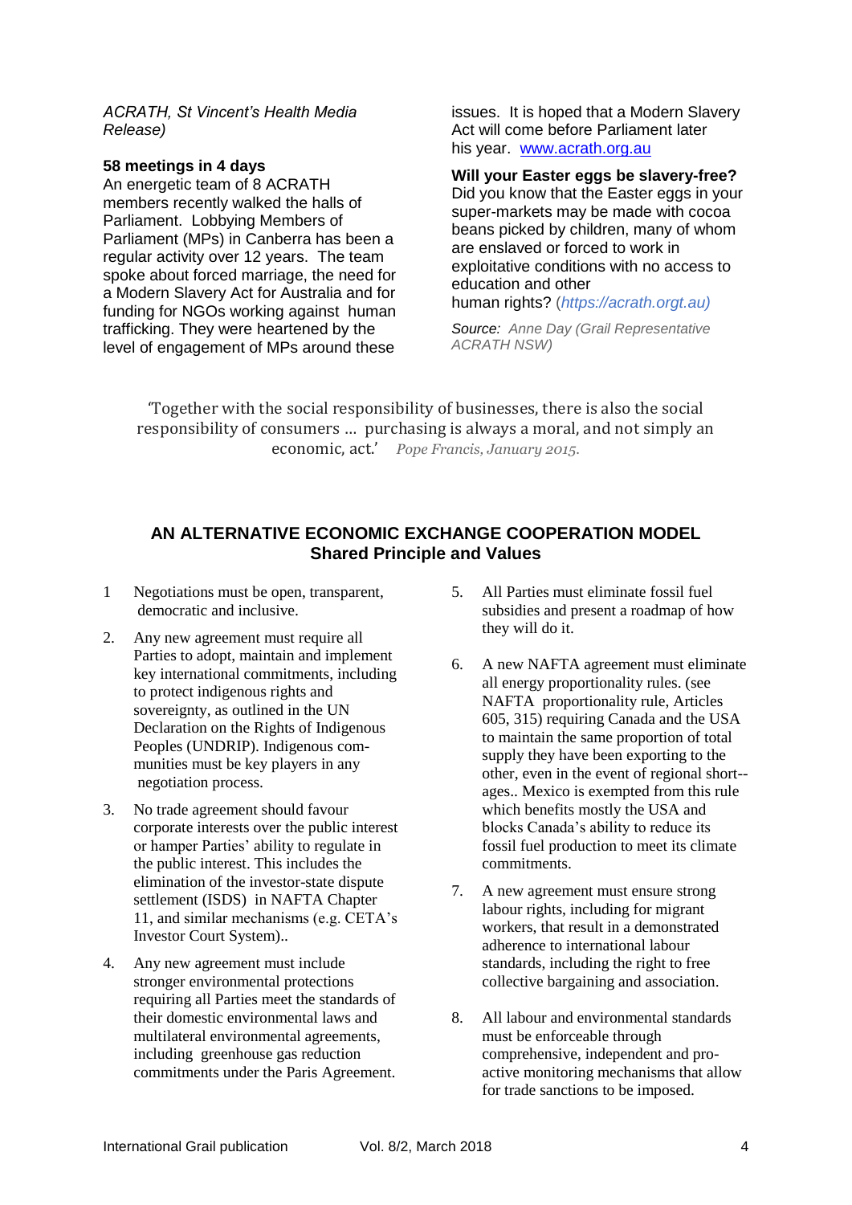*ACRATH, St Vincent's Health Media Release)*

**58 meetings in 4 days**

An energetic team of 8 ACRATH members recently walked the halls of Parliament. Lobbying Members of Parliament (MPs) in Canberra has been a regular activity over 12 years. The team spoke about forced marriage, the need for a Modern Slavery Act for Australia and for funding for NGOs working against human trafficking. They were heartened by the level of engagement of MPs around these issues. It is hoped that a Modern Slavery Act will come before Parliament later his year. www.acrath.org.au

**Will your Easter eggs be slavery-free?**

Did you know that the Easter eggs in your super-markets may be made with cocoa beans picked by children, many of whom are enslaved or forced to work in exploitative conditions with no access to education and other human rights? (*https://acrath.orgt.au)*

*Source: Anne Day (Grail Representative ACRATH NSW)*

'Together with the social responsibility of businesses, there is also the social responsibility of consumers … purchasing is always a moral, and not simply an economic, act.' *Pope Francis, January 2015.*

## AN ALTERNATIVE ECONOMIC EXCHANGE COOPERATION MODEL
### Shared Principle and Values

1. Negotiations must be open, transparent, democratic and inclusive.
2. Any new agreement must require all Parties to adopt, maintain and implement key international commitments, including to protect indigenous rights and sovereignty, as outlined in the UN Declaration on the Rights of Indigenous Peoples (UNDRIP). Indigenous communities must be key players in any negotiation process.
3. No trade agreement should favour corporate interests over the public interest or hamper Parties' ability to regulate in the public interest. This includes the elimination of the investor-state dispute settlement (ISDS) in NAFTA Chapter 11, and similar mechanisms (e.g. CETA's Investor Court System)..
4. Any new agreement must include stronger environmental protections requiring all Parties meet the standards of their domestic environmental laws and multilateral environmental agreements, including greenhouse gas reduction commitments under the Paris Agreement.
5. All Parties must eliminate fossil fuel subsidies and present a roadmap of how they will do it.
6. A new NAFTA agreement must eliminate all energy proportionality rules. (see NAFTA proportionality rule, Articles 605, 315) requiring Canada and the USA to maintain the same proportion of total supply they have been exporting to the other, even in the event of regional short--ages.. Mexico is exempted from this rule which benefits mostly the USA and blocks Canada's ability to reduce its fossil fuel production to meet its climate commitments.
7. A new agreement must ensure strong labour rights, including for migrant workers, that result in a demonstrated adherence to international labour standards, including the right to free collective bargaining and association.
8. All labour and environmental standards must be enforceable through comprehensive, independent and pro-active monitoring mechanisms that allow for trade sanctions to be imposed.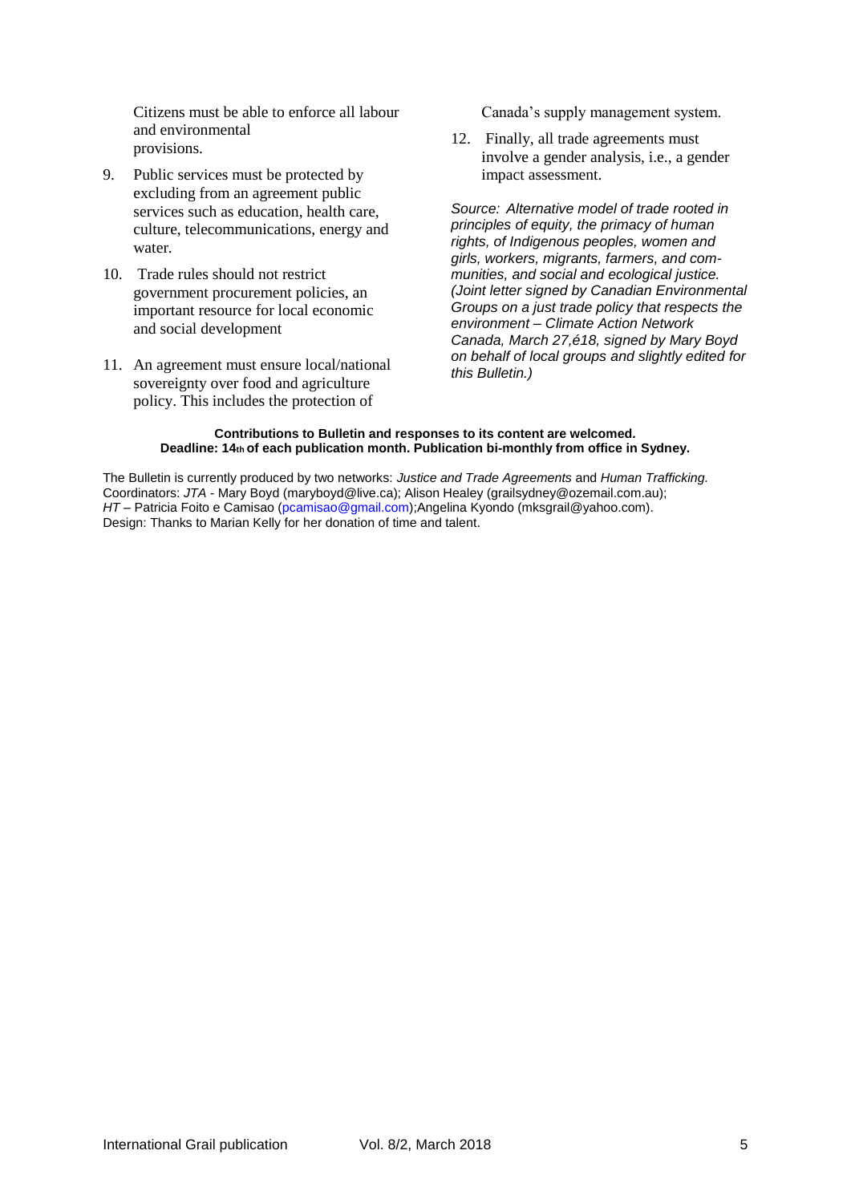Citizens must be able to enforce all labour and environmental provisions.

9. Public services must be protected by excluding from an agreement public services such as education, health care, culture, telecommunications, energy and water.

10. Trade rules should not restrict government procurement policies, an important resource for local economic and social development

11. An agreement must ensure local/national sovereignty over food and agriculture policy. This includes the protection of Canada's supply management system.

12. Finally, all trade agreements must involve a gender analysis, i.e., a gender impact assessment.

*Source: Alternative model of trade rooted in principles of equity, the primacy of human rights, of Indigenous peoples, women and girls, workers, migrants, farmers, and communities, and social and ecological justice. (Joint letter signed by Canadian Environmental Groups on a just trade policy that respects the environment – Climate Action Network Canada, March 27,é18, signed by Mary Boyd on behalf of local groups and slightly edited for this Bulletin.)*

**Contributions to Bulletin and responses to its content are welcomed.**
**Deadline: 14th of each publication month. Publication bi-monthly from office in Sydney.**

The Bulletin is currently produced by two networks: *Justice and Trade Agreements* and *Human Trafficking.*
Coordinators: *JTA* - Mary Boyd (maryboyd@live.ca); Alison Healey (grailsydney@ozemail.com.au);
*HT* – Patricia Foito e Camisao (pcamisao@gmail.com);Angelina Kyondo (mksgrail@yahoo.com).
Design: Thanks to Marian Kelly for her donation of time and talent.